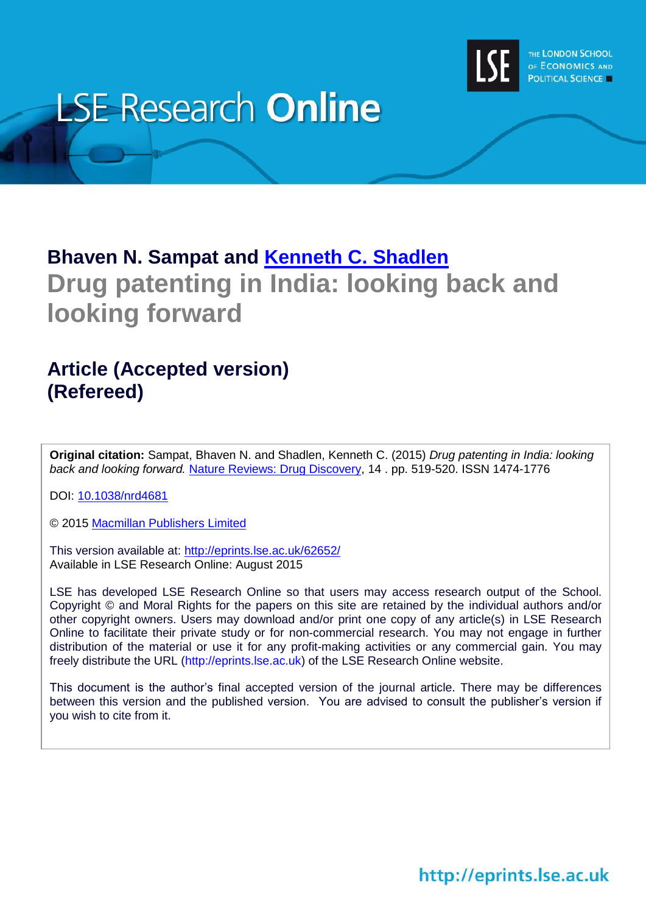LSE Research **Online**

THE LONDON SCHOOL OF ECONOMICS AND POLITICAL SCIENCE

**Bhaven N. Sampat and Kenneth C. Shadlen**

# Drug patenting in India: looking back and looking forward

## Article (Accepted version) (Refereed)

**Original citation:** Sampat, Bhaven N. and Shadlen, Kenneth C. (2015) *Drug patenting in India: looking back and looking forward.* Nature Reviews: Drug Discovery, 14 . pp. 519-520. ISSN 1474-1776

DOI: 10.1038/nrd4681

© 2015 Macmillan Publishers Limited

This version available at: http://eprints.lse.ac.uk/62652/
Available in LSE Research Online: August 2015

LSE has developed LSE Research Online so that users may access research output of the School. Copyright © and Moral Rights for the papers on this site are retained by the individual authors and/or other copyright owners. Users may download and/or print one copy of any article(s) in LSE Research Online to facilitate their private study or for non-commercial research. You may not engage in further distribution of the material or use it for any profit-making activities or any commercial gain. You may freely distribute the URL (http://eprints.lse.ac.uk) of the LSE Research Online website.

This document is the author's final accepted version of the journal article. There may be differences between this version and the published version. You are advised to consult the publisher's version if you wish to cite from it.

http://eprints.lse.ac.uk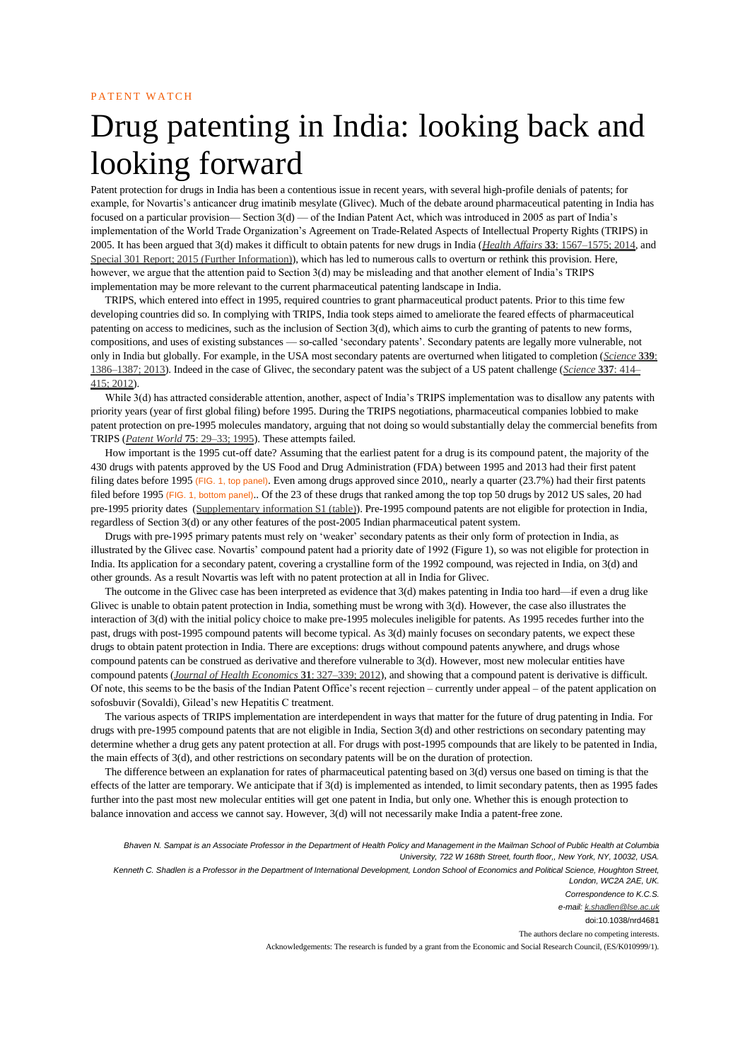PATENT WATCH

# Drug patenting in India: looking back and looking forward

Patent protection for drugs in India has been a contentious issue in recent years, with several high-profile denials of patents; for example, for Novartis's anticancer drug imatinib mesylate (Glivec). Much of the debate around pharmaceutical patenting in India has focused on a particular provision— Section 3(d) — of the Indian Patent Act, which was introduced in 2005 as part of India's implementation of the World Trade Organization's Agreement on Trade-Related Aspects of Intellectual Property Rights (TRIPS) in 2005. It has been argued that 3(d) makes it difficult to obtain patents for new drugs in India (*Health Affairs* **33**: 1567–1575; 2014, and Special 301 Report; 2015 (Further Information)), which has led to numerous calls to overturn or rethink this provision. Here, however, we argue that the attention paid to Section 3(d) may be misleading and that another element of India's TRIPS implementation may be more relevant to the current pharmaceutical patenting landscape in India.

TRIPS, which entered into effect in 1995, required countries to grant pharmaceutical product patents. Prior to this time few developing countries did so. In complying with TRIPS, India took steps aimed to ameliorate the feared effects of pharmaceutical patenting on access to medicines, such as the inclusion of Section 3(d), which aims to curb the granting of patents to new forms, compositions, and uses of existing substances — so-called 'secondary patents'. Secondary patents are legally more vulnerable, not only in India but globally. For example, in the USA most secondary patents are overturned when litigated to completion (*Science* **339**: 1386–1387; 2013). Indeed in the case of Glivec, the secondary patent was the subject of a US patent challenge (*Science* **337**: 414–415; 2012).

While 3(d) has attracted considerable attention, another, aspect of India's TRIPS implementation was to disallow any patents with priority years (year of first global filing) before 1995. During the TRIPS negotiations, pharmaceutical companies lobbied to make patent protection on pre-1995 molecules mandatory, arguing that not doing so would substantially delay the commercial benefits from TRIPS (*Patent World* **75**: 29–33; 1995). These attempts failed.

How important is the 1995 cut-off date? Assuming that the earliest patent for a drug is its compound patent, the majority of the 430 drugs with patents approved by the US Food and Drug Administration (FDA) between 1995 and 2013 had their first patent filing dates before 1995 (FIG. 1, top panel). Even among drugs approved since 2010,, nearly a quarter (23.7%) had their first patents filed before 1995 (FIG. 1, bottom panel).. Of the 23 of these drugs that ranked among the top top 50 drugs by 2012 US sales, 20 had pre-1995 priority dates (Supplementary information S1 (table)). Pre-1995 compound patents are not eligible for protection in India, regardless of Section 3(d) or any other features of the post-2005 Indian pharmaceutical patent system.

Drugs with pre-1995 primary patents must rely on 'weaker' secondary patents as their only form of protection in India, as illustrated by the Glivec case. Novartis' compound patent had a priority date of 1992 (Figure 1), so was not eligible for protection in India. Its application for a secondary patent, covering a crystalline form of the 1992 compound, was rejected in India, on 3(d) and other grounds. As a result Novartis was left with no patent protection at all in India for Glivec.

The outcome in the Glivec case has been interpreted as evidence that 3(d) makes patenting in India too hard—if even a drug like Glivec is unable to obtain patent protection in India, something must be wrong with 3(d). However, the case also illustrates the interaction of 3(d) with the initial policy choice to make pre-1995 molecules ineligible for patents. As 1995 recedes further into the past, drugs with post-1995 compound patents will become typical. As 3(d) mainly focuses on secondary patents, we expect these drugs to obtain patent protection in India. There are exceptions: drugs without compound patents anywhere, and drugs whose compound patents can be construed as derivative and therefore vulnerable to 3(d). However, most new molecular entities have compound patents (*Journal of Health Economics* **31**: 327–339; 2012), and showing that a compound patent is derivative is difficult. Of note, this seems to be the basis of the Indian Patent Office's recent rejection – currently under appeal – of the patent application on sofosbuvir (Sovaldi), Gilead's new Hepatitis C treatment.

The various aspects of TRIPS implementation are interdependent in ways that matter for the future of drug patenting in India. For drugs with pre-1995 compound patents that are not eligible in India, Section 3(d) and other restrictions on secondary patenting may determine whether a drug gets any patent protection at all. For drugs with post-1995 compounds that are likely to be patented in India, the main effects of 3(d), and other restrictions on secondary patents will be on the duration of protection.

The difference between an explanation for rates of pharmaceutical patenting based on 3(d) versus one based on timing is that the effects of the latter are temporary. We anticipate that if 3(d) is implemented as intended, to limit secondary patents, then as 1995 fades further into the past most new molecular entities will get one patent in India, but only one. Whether this is enough protection to balance innovation and access we cannot say. However, 3(d) will not necessarily make India a patent-free zone.

*Bhaven N. Sampat is an Associate Professor in the Department of Health Policy and Management in the Mailman School of Public Health at Columbia University, 722 W 168th Street, fourth floor,, New York, NY, 10032, USA.*

*Kenneth C. Shadlen is a Professor in the Department of International Development, London School of Economics and Political Science, Houghton Street, London, WC2A 2AE, UK.*

*Correspondence to K.C.S.*

*e-mail: k.shadlen@lse.ac.uk*

doi:10.1038/nrd4681

The authors declare no competing interests.

Acknowledgements: The research is funded by a grant from the Economic and Social Research Council, (ES/K010999/1).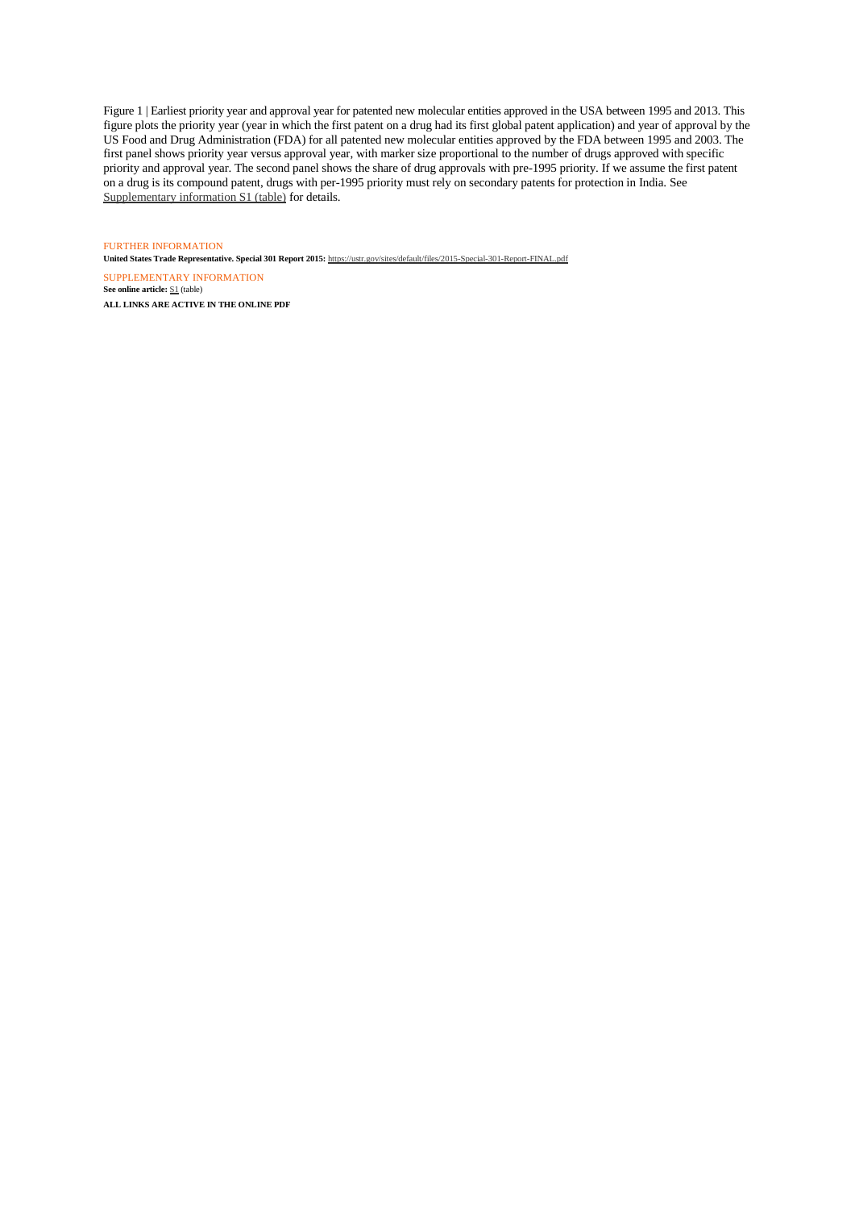Figure 1 | Earliest priority year and approval year for patented new molecular entities approved in the USA between 1995 and 2013. This figure plots the priority year (year in which the first patent on a drug had its first global patent application) and year of approval by the US Food and Drug Administration (FDA) for all patented new molecular entities approved by the FDA between 1995 and 2003. The first panel shows priority year versus approval year, with marker size proportional to the number of drugs approved with specific priority and approval year. The second panel shows the share of drug approvals with pre-1995 priority. If we assume the first patent on a drug is its compound patent, drugs with per-1995 priority must rely on secondary patents for protection in India. See Supplementary information S1 (table) for details.

FURTHER INFORMATION

**United States Trade Representative. Special 301 Report 2015:** https://ustr.gov/sites/default/files/2015-Special-301-Report-FINAL.pdf

SUPPLEMENTARY INFORMATION

**See online article:** S1 (table)

**ALL LINKS ARE ACTIVE IN THE ONLINE PDF**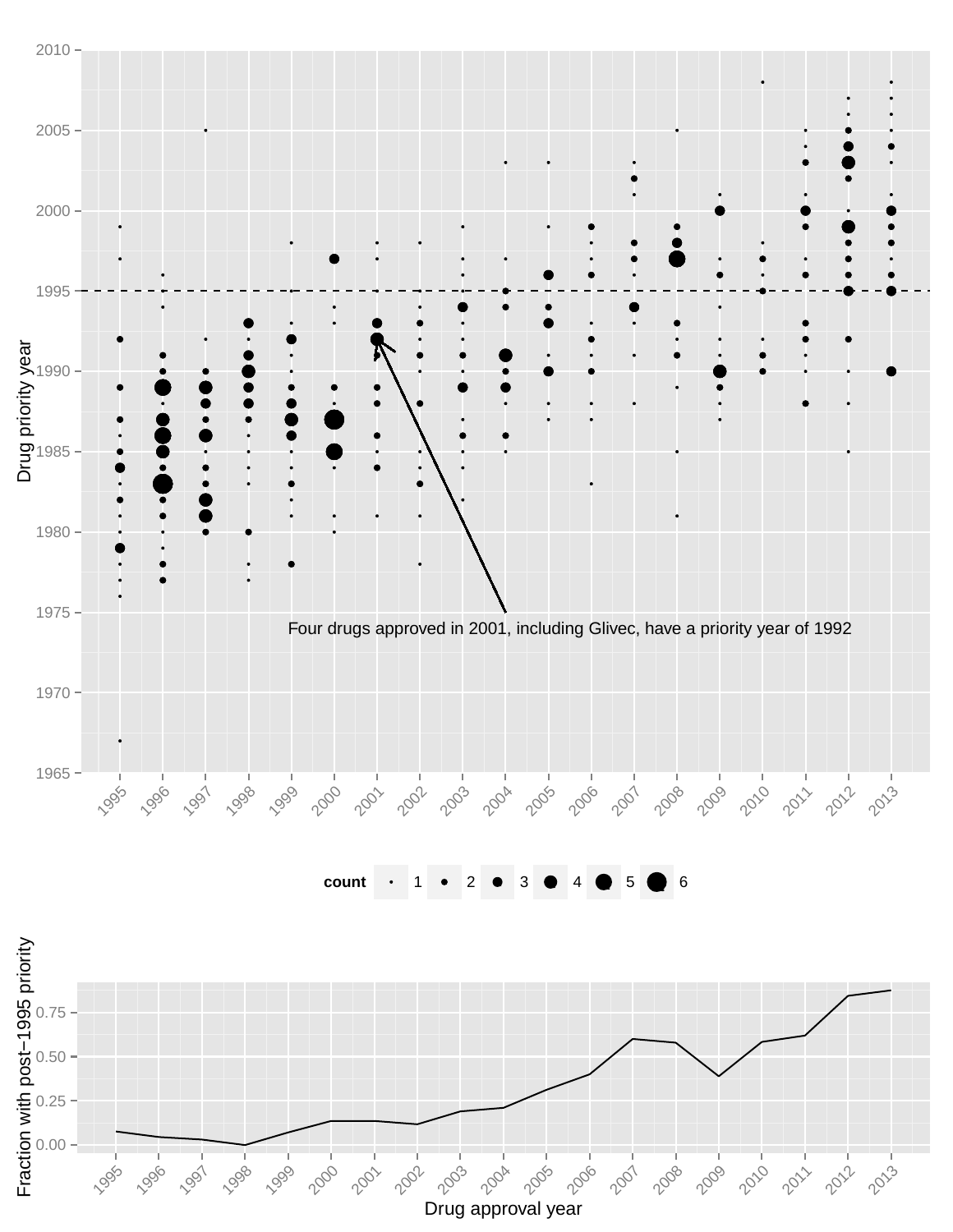Four drugs approved in 2001, including Glivec, have a priority year of 1992

Drug priority year

count: 1, 2, 3, 4, 5, 6

Fraction with post−1995 priority

Drug approval year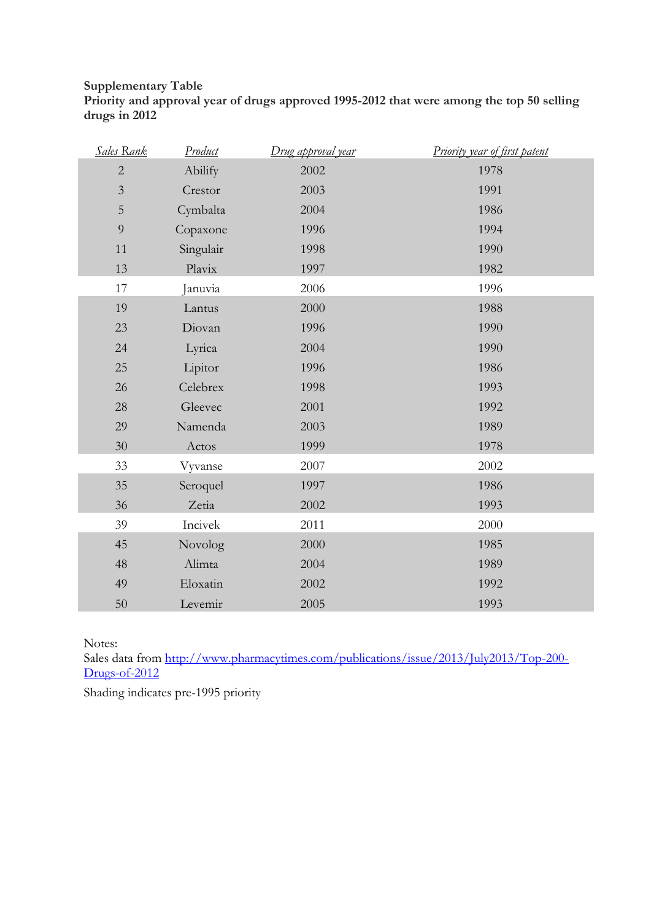**Supplementary Table**
**Priority and approval year of drugs approved 1995-2012 that were among the top 50 selling drugs in 2012**

| *Sales Rank* | *Product* | *Drug approval year* | *Priority year of first patent* |
|---|---|---|---|
| 2 | Abilify | 2002 | 1978 |
| 3 | Crestor | 2003 | 1991 |
| 5 | Cymbalta | 2004 | 1986 |
| 9 | Copaxone | 1996 | 1994 |
| 11 | Singulair | 1998 | 1990 |
| 13 | Plavix | 1997 | 1982 |
| 17 | Januvia | 2006 | 1996 |
| 19 | Lantus | 2000 | 1988 |
| 23 | Diovan | 1996 | 1990 |
| 24 | Lyrica | 2004 | 1990 |
| 25 | Lipitor | 1996 | 1986 |
| 26 | Celebrex | 1998 | 1993 |
| 28 | Gleevec | 2001 | 1992 |
| 29 | Namenda | 2003 | 1989 |
| 30 | Actos | 1999 | 1978 |
| 33 | Vyvanse | 2007 | 2002 |
| 35 | Seroquel | 1997 | 1986 |
| 36 | Zetia | 2002 | 1993 |
| 39 | Incivek | 2011 | 2000 |
| 45 | Novolog | 2000 | 1985 |
| 48 | Alimta | 2004 | 1989 |
| 49 | Eloxatin | 2002 | 1992 |
| 50 | Levemir | 2005 | 1993 |

Notes:

Sales data from http://www.pharmacytimes.com/publications/issue/2013/July2013/Top-200-Drugs-of-2012

Shading indicates pre-1995 priority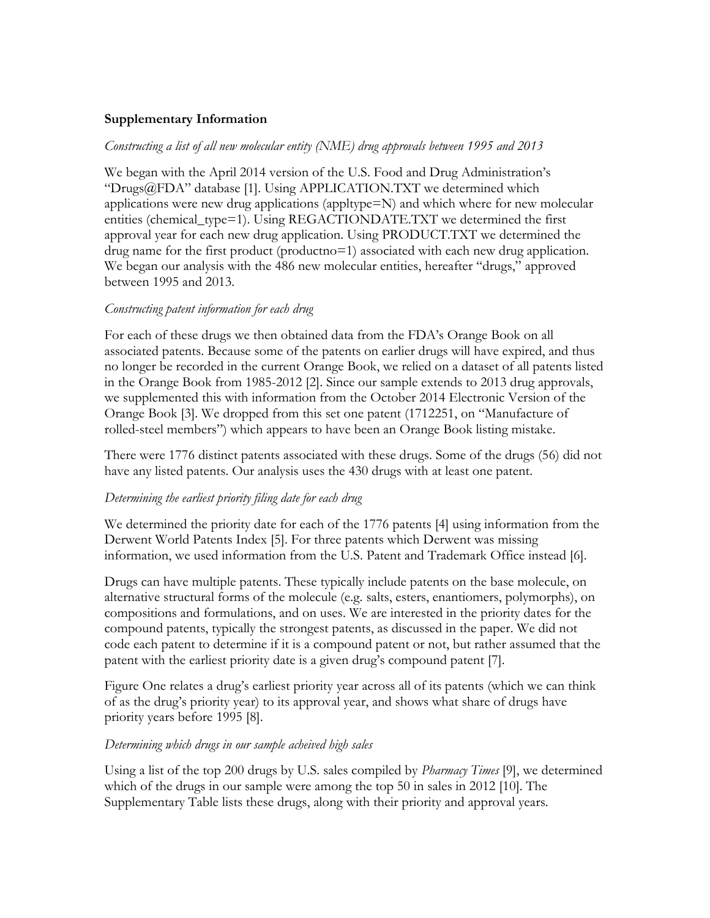**Supplementary Information**

*Constructing a list of all new molecular entity (NME) drug approvals between 1995 and 2013*

We began with the April 2014 version of the U.S. Food and Drug Administration's "Drugs@FDA" database [1]. Using APPLICATION.TXT we determined which applications were new drug applications (appltype=N) and which where for new molecular entities (chemical_type=1). Using REGACTIONDATE.TXT we determined the first approval year for each new drug application. Using PRODUCT.TXT we determined the drug name for the first product (productno=1) associated with each new drug application. We began our analysis with the 486 new molecular entities, hereafter "drugs," approved between 1995 and 2013.

*Constructing patent information for each drug*

For each of these drugs we then obtained data from the FDA's Orange Book on all associated patents. Because some of the patents on earlier drugs will have expired, and thus no longer be recorded in the current Orange Book, we relied on a dataset of all patents listed in the Orange Book from 1985-2012 [2]. Since our sample extends to 2013 drug approvals, we supplemented this with information from the October 2014 Electronic Version of the Orange Book [3]. We dropped from this set one patent (1712251, on "Manufacture of rolled-steel members") which appears to have been an Orange Book listing mistake.

There were 1776 distinct patents associated with these drugs. Some of the drugs (56) did not have any listed patents. Our analysis uses the 430 drugs with at least one patent.

*Determining the earliest priority filing date for each drug*

We determined the priority date for each of the 1776 patents [4] using information from the Derwent World Patents Index [5]. For three patents which Derwent was missing information, we used information from the U.S. Patent and Trademark Office instead [6].

Drugs can have multiple patents. These typically include patents on the base molecule, on alternative structural forms of the molecule (e.g. salts, esters, enantiomers, polymorphs), on compositions and formulations, and on uses. We are interested in the priority dates for the compound patents, typically the strongest patents, as discussed in the paper. We did not code each patent to determine if it is a compound patent or not, but rather assumed that the patent with the earliest priority date is a given drug's compound patent [7].

Figure One relates a drug's earliest priority year across all of its patents (which we can think of as the drug's priority year) to its approval year, and shows what share of drugs have priority years before 1995 [8].

*Determining which drugs in our sample acheived high sales*

Using a list of the top 200 drugs by U.S. sales compiled by *Pharmacy Times* [9], we determined which of the drugs in our sample were among the top 50 in sales in 2012 [10]. The Supplementary Table lists these drugs, along with their priority and approval years.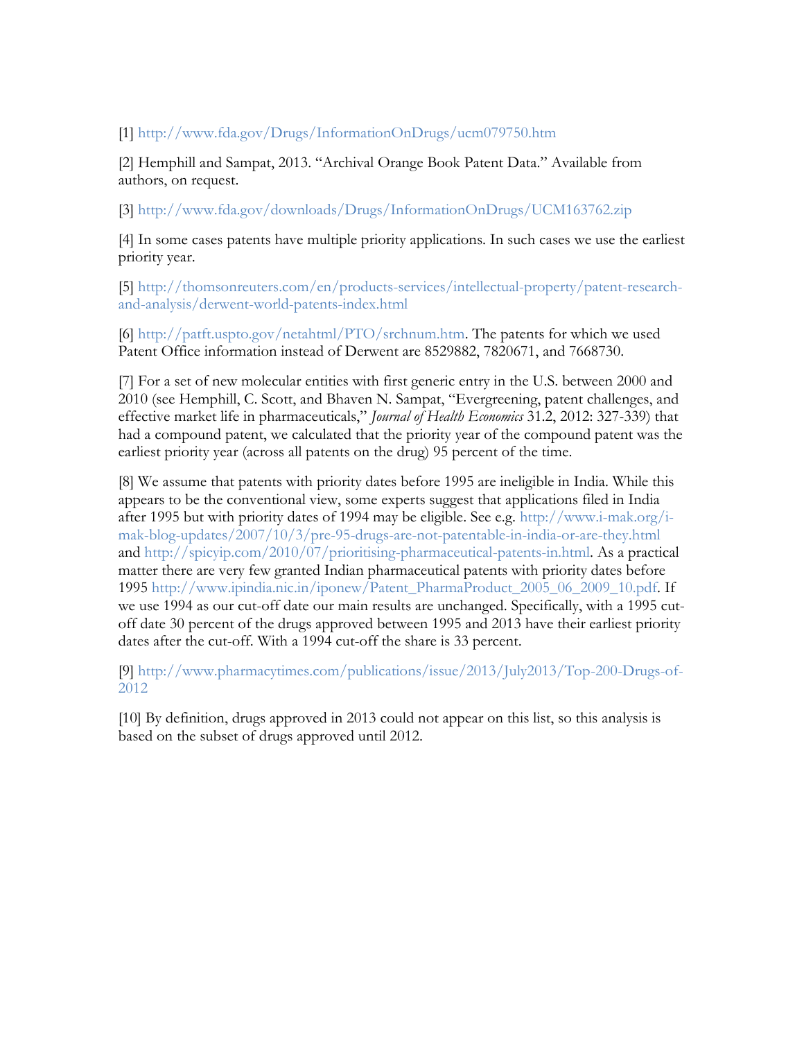[1] http://www.fda.gov/Drugs/InformationOnDrugs/ucm079750.htm

[2] Hemphill and Sampat, 2013. "Archival Orange Book Patent Data." Available from authors, on request.

[3] http://www.fda.gov/downloads/Drugs/InformationOnDrugs/UCM163762.zip

[4] In some cases patents have multiple priority applications. In such cases we use the earliest priority year.

[5] http://thomsonreuters.com/en/products-services/intellectual-property/patent-research-and-analysis/derwent-world-patents-index.html

[6] http://patft.uspto.gov/netahtml/PTO/srchnum.htm. The patents for which we used Patent Office information instead of Derwent are 8529882, 7820671, and 7668730.

[7] For a set of new molecular entities with first generic entry in the U.S. between 2000 and 2010 (see Hemphill, C. Scott, and Bhaven N. Sampat, "Evergreening, patent challenges, and effective market life in pharmaceuticals," *Journal of Health Economics* 31.2, 2012: 327-339) that had a compound patent, we calculated that the priority year of the compound patent was the earliest priority year (across all patents on the drug) 95 percent of the time.

[8] We assume that patents with priority dates before 1995 are ineligible in India. While this appears to be the conventional view, some experts suggest that applications filed in India after 1995 but with priority dates of 1994 may be eligible. See e.g. http://www.i-mak.org/i-mak-blog-updates/2007/10/3/pre-95-drugs-are-not-patentable-in-india-or-are-they.html and http://spicyip.com/2010/07/prioritising-pharmaceutical-patents-in.html. As a practical matter there are very few granted Indian pharmaceutical patents with priority dates before 1995 http://www.ipindia.nic.in/iponew/Patent_PharmaProduct_2005_06_2009_10.pdf. If we use 1994 as our cut-off date our main results are unchanged. Specifically, with a 1995 cut-off date 30 percent of the drugs approved between 1995 and 2013 have their earliest priority dates after the cut-off. With a 1994 cut-off the share is 33 percent.

[9] http://www.pharmacytimes.com/publications/issue/2013/July2013/Top-200-Drugs-of-2012

[10] By definition, drugs approved in 2013 could not appear on this list, so this analysis is based on the subset of drugs approved until 2012.